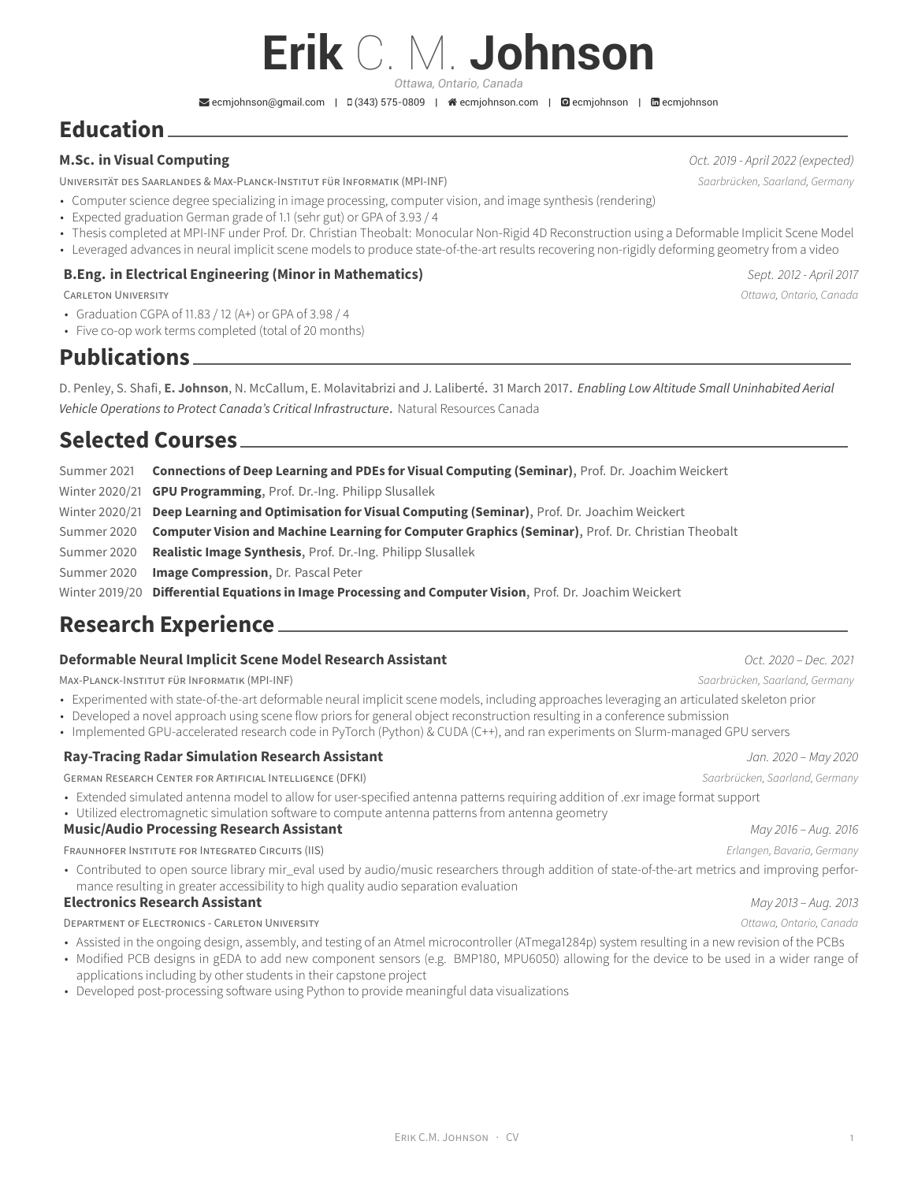# Erik C. M. Johnson

*Ottawa, Ontario, Canada*

ecmjohnson@gmail.com | (343) 575-0809 | ecmjohnson.com | ecmjohnson | ecmjohnson

## Education

### M.Sc. in Visual Computing
*Oct. 2019 - April 2022 (expected)*

Universität des Saarlandes & Max-Planck-Institut für Informatik (MPI-INF) — *Saarbrücken, Saarland, Germany*

- Computer science degree specializing in image processing, computer vision, and image synthesis (rendering)
- Expected graduation German grade of 1.1 (sehr gut) or GPA of 3.93 / 4
- Thesis completed at MPI-INF under Prof. Dr. Christian Theobalt: Monocular Non-Rigid 4D Reconstruction using a Deformable Implicit Scene Model
- Leveraged advances in neural implicit scene models to produce state-of-the-art results recovering non-rigidly deforming geometry from a video

### B.Eng. in Electrical Engineering (Minor in Mathematics)
*Sept. 2012 - April 2017*

Carleton University — *Ottawa, Ontario, Canada*

- Graduation CGPA of 11.83 / 12 (A+) or GPA of 3.98 / 4
- Five co-op work terms completed (total of 20 months)

## Publications

D. Penley, S. Shafi, **E. Johnson**, N. McCallum, E. Molavitabrizi and J. Laliberté. 31 March 2017. *Enabling Low Altitude Small Uninhabited Aerial Vehicle Operations to Protect Canada's Critical Infrastructure*. Natural Resources Canada

## Selected Courses

| Term | Course |
|---|---|
| Summer 2021 | **Connections of Deep Learning and PDEs for Visual Computing (Seminar)**, Prof. Dr. Joachim Weickert |
| Winter 2020/21 | **GPU Programming**, Prof. Dr.-Ing. Philipp Slusallek |
| Winter 2020/21 | **Deep Learning and Optimisation for Visual Computing (Seminar)**, Prof. Dr. Joachim Weickert |
| Summer 2020 | **Computer Vision and Machine Learning for Computer Graphics (Seminar)**, Prof. Dr. Christian Theobalt |
| Summer 2020 | **Realistic Image Synthesis**, Prof. Dr.-Ing. Philipp Slusallek |
| Summer 2020 | **Image Compression**, Dr. Pascal Peter |
| Winter 2019/20 | **Differential Equations in Image Processing and Computer Vision**, Prof. Dr. Joachim Weickert |

## Research Experience

### Deformable Neural Implicit Scene Model Research Assistant
*Oct. 2020 – Dec. 2021*

Max-Planck-Institut für Informatik (MPI-INF) — *Saarbrücken, Saarland, Germany*

- Experimented with state-of-the-art deformable neural implicit scene models, including approaches leveraging an articulated skeleton prior
- Developed a novel approach using scene flow priors for general object reconstruction resulting in a conference submission
- Implemented GPU-accelerated research code in PyTorch (Python) & CUDA (C++), and ran experiments on Slurm-managed GPU servers

### Ray-Tracing Radar Simulation Research Assistant
*Jan. 2020 – May 2020*

German Research Center for Artificial Intelligence (DFKI) — *Saarbrücken, Saarland, Germany*

- Extended simulated antenna model to allow for user-specified antenna patterns requiring addition of .exr image format support
- Utilized electromagnetic simulation software to compute antenna patterns from antenna geometry

### Music/Audio Processing Research Assistant
*May 2016 – Aug. 2016*

Fraunhofer Institute for Integrated Circuits (IIS) — *Erlangen, Bavaria, Germany*

- Contributed to open source library mir_eval used by audio/music researchers through addition of state-of-the-art metrics and improving performance resulting in greater accessibility to high quality audio separation evaluation

### Electronics Research Assistant
*May 2013 – Aug. 2013*

Department of Electronics - Carleton University — *Ottawa, Ontario, Canada*

- Assisted in the ongoing design, assembly, and testing of an Atmel microcontroller (ATmega1284p) system resulting in a new revision of the PCBs
- Modified PCB designs in gEDA to add new component sensors (e.g. BMP180, MPU6050) allowing for the device to be used in a wider range of applications including by other students in their capstone project
- Developed post-processing software using Python to provide meaningful data visualizations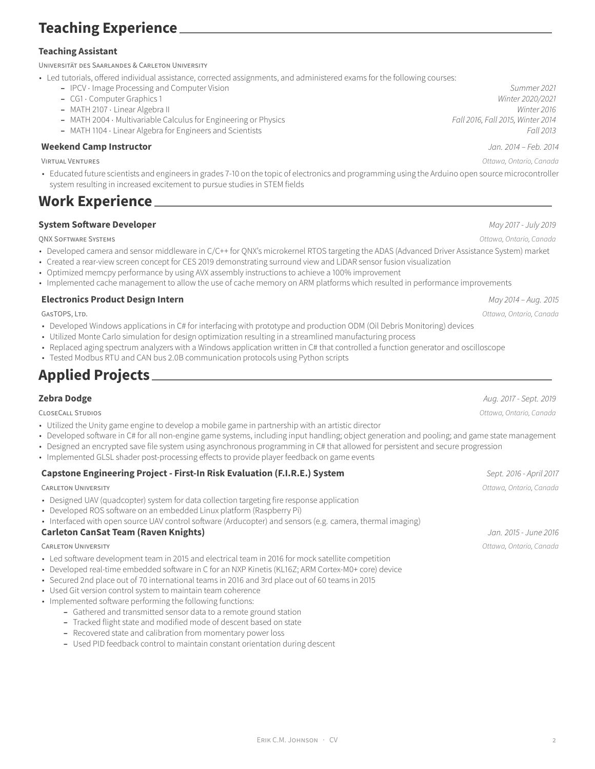# Teaching Experience

### Teaching Assistant

Universität des Saarlandes & Carleton University

- Led tutorials, offered individual assistance, corrected assignments, and administered exams for the following courses:
  - IPCV · Image Processing and Computer Vision — *Summer 2021*
  - CG1 · Computer Graphics 1 — *Winter 2020/2021*
  - MATH 2107 · Linear Algebra II — *Winter 2016*
  - MATH 2004 · Multivariable Calculus for Engineering or Physics — *Fall 2016, Fall 2015, Winter 2014*
  - MATH 1104 · Linear Algebra for Engineers and Scientists — *Fall 2013*

### Weekend Camp Instructor
*Jan. 2014 – Feb. 2014*

Virtual Ventures — *Ottawa, Ontario, Canada*

- Educated future scientists and engineers in grades 7-10 on the topic of electronics and programming using the Arduino open source microcontroller system resulting in increased excitement to pursue studies in STEM fields

# Work Experience

### System Software Developer
*May 2017 - July 2019*

QNX Software Systems — *Ottawa, Ontario, Canada*

- Developed camera and sensor middleware in C/C++ for QNX's microkernel RTOS targeting the ADAS (Advanced Driver Assistance System) market
- Created a rear-view screen concept for CES 2019 demonstrating surround view and LiDAR sensor fusion visualization
- Optimized memcpy performance by using AVX assembly instructions to achieve a 100% improvement
- Implemented cache management to allow the use of cache memory on ARM platforms which resulted in performance improvements

### Electronics Product Design Intern
*May 2014 – Aug. 2015*

GasTOPS, Ltd. — *Ottawa, Ontario, Canada*

- Developed Windows applications in C# for interfacing with prototype and production ODM (Oil Debris Monitoring) devices
- Utilized Monte Carlo simulation for design optimization resulting in a streamlined manufacturing process
- Replaced aging spectrum analyzers with a Windows application written in C# that controlled a function generator and oscilloscope
- Tested Modbus RTU and CAN bus 2.0B communication protocols using Python scripts

# Applied Projects

### Zebra Dodge
*Aug. 2017 - Sept. 2019*

CloseCall Studios — *Ottawa, Ontario, Canada*

- Utilized the Unity game engine to develop a mobile game in partnership with an artistic director
- Developed software in C# for all non-engine game systems, including input handling; object generation and pooling; and game state management
- Designed an encrypted save file system using asynchronous programming in C# that allowed for persistent and secure progression
- Implemented GLSL shader post-processing effects to provide player feedback on game events

### Capstone Engineering Project - First-In Risk Evaluation (F.I.R.E.) System
*Sept. 2016 - April 2017*

Carleton University — *Ottawa, Ontario, Canada*

- Designed UAV (quadcopter) system for data collection targeting fire response application
- Developed ROS software on an embedded Linux platform (Raspberry Pi)
- Interfaced with open source UAV control software (Arducopter) and sensors (e.g. camera, thermal imaging)

### Carleton CanSat Team (Raven Knights)
*Jan. 2015 - June 2016*

Carleton University — *Ottawa, Ontario, Canada*

- Led software development team in 2015 and electrical team in 2016 for mock satellite competition
- Developed real-time embedded software in C for an NXP Kinetis (KL16Z; ARM Cortex-M0+ core) device
- Secured 2nd place out of 70 international teams in 2016 and 3rd place out of 60 teams in 2015
- Used Git version control system to maintain team coherence
- Implemented software performing the following functions:
  - Gathered and transmitted sensor data to a remote ground station
  - Tracked flight state and modified mode of descent based on state
  - Recovered state and calibration from momentary power loss
  - Used PID feedback control to maintain constant orientation during descent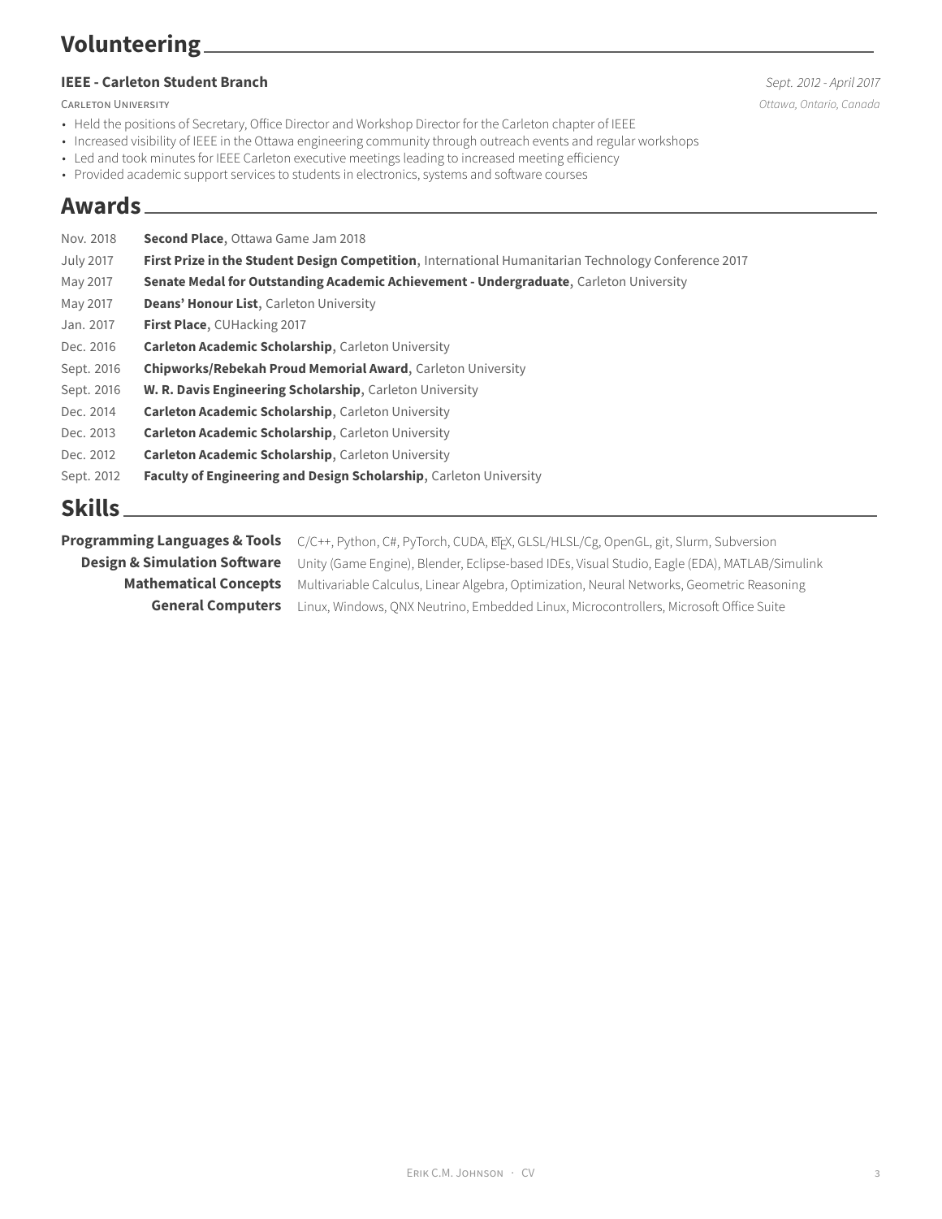## Volunteering

**IEEE - Carleton Student Branch** *Sept. 2012 - April 2017*

Carleton University *Ottawa, Ontario, Canada*

- Held the positions of Secretary, Office Director and Workshop Director for the Carleton chapter of IEEE
- Increased visibility of IEEE in the Ottawa engineering community through outreach events and regular workshops
- Led and took minutes for IEEE Carleton executive meetings leading to increased meeting efficiency
- Provided academic support services to students in electronics, systems and software courses

## Awards

| | |
|---|---|
| Nov. 2018 | **Second Place**, Ottawa Game Jam 2018 |
| July 2017 | **First Prize in the Student Design Competition**, International Humanitarian Technology Conference 2017 |
| May 2017 | **Senate Medal for Outstanding Academic Achievement - Undergraduate**, Carleton University |
| May 2017 | **Deans' Honour List**, Carleton University |
| Jan. 2017 | **First Place**, CUHacking 2017 |
| Dec. 2016 | **Carleton Academic Scholarship**, Carleton University |
| Sept. 2016 | **Chipworks/Rebekah Proud Memorial Award**, Carleton University |
| Sept. 2016 | **W. R. Davis Engineering Scholarship**, Carleton University |
| Dec. 2014 | **Carleton Academic Scholarship**, Carleton University |
| Dec. 2013 | **Carleton Academic Scholarship**, Carleton University |
| Dec. 2012 | **Carleton Academic Scholarship**, Carleton University |
| Sept. 2012 | **Faculty of Engineering and Design Scholarship**, Carleton University |

## Skills

| | |
|---|---|
| **Programming Languages & Tools** | C/C++, Python, C#, PyTorch, CUDA, LaTeX, GLSL/HLSL/Cg, OpenGL, git, Slurm, Subversion |
| **Design & Simulation Software** | Unity (Game Engine), Blender, Eclipse-based IDEs, Visual Studio, Eagle (EDA), MATLAB/Simulink |
| **Mathematical Concepts** | Multivariable Calculus, Linear Algebra, Optimization, Neural Networks, Geometric Reasoning |
| **General Computers** | Linux, Windows, QNX Neutrino, Embedded Linux, Microcontrollers, Microsoft Office Suite |